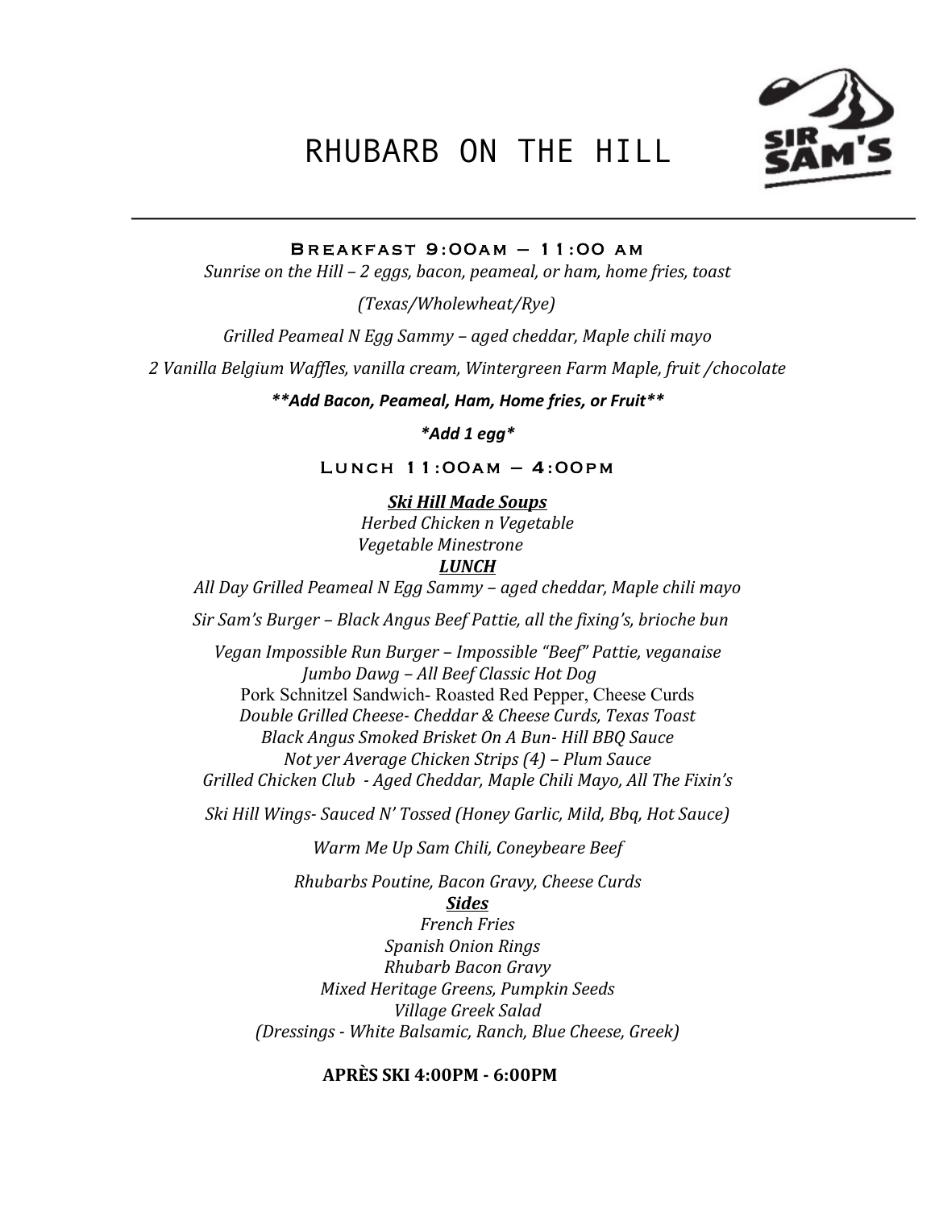# RHUBARB ON THE HILL

SIR SAM'S

---

## Breakfast 9:00am – 11:00 am

*Sunrise on the Hill – 2 eggs, bacon, peameal, or ham, home fries, toast*

*(Texas/Wholewheat/Rye)*

*Grilled Peameal N Egg Sammy – aged cheddar, Maple chili mayo*

*2 Vanilla Belgium Waffles, vanilla cream, Wintergreen Farm Maple, fruit /chocolate*

***\*\*Add Bacon, Peameal, Ham, Home fries, or Fruit\*\****

***\*Add 1 egg\****

## Lunch 11:00am – 4:00pm

***Ski Hill Made Soups***

*Herbed Chicken n Vegetable*

*Vegetable Minestrone*

***LUNCH***

*All Day Grilled Peameal N Egg Sammy – aged cheddar, Maple chili mayo*

*Sir Sam's Burger – Black Angus Beef Pattie, all the fixing's, brioche bun*

*Vegan Impossible Run Burger – Impossible "Beef" Pattie, veganaise*

*Jumbo Dawg – All Beef Classic Hot Dog*

Pork Schnitzel Sandwich- Roasted Red Pepper, Cheese Curds

*Double Grilled Cheese- Cheddar & Cheese Curds, Texas Toast*

*Black Angus Smoked Brisket On A Bun- Hill BBQ Sauce*

*Not yer Average Chicken Strips (4) – Plum Sauce*

*Grilled Chicken Club - Aged Cheddar, Maple Chili Mayo, All The Fixin's*

*Ski Hill Wings- Sauced N' Tossed (Honey Garlic, Mild, Bbq, Hot Sauce)*

*Warm Me Up Sam Chili, Coneybeare Beef*

*Rhubarbs Poutine, Bacon Gravy, Cheese Curds*

***Sides***

*French Fries*

*Spanish Onion Rings*

*Rhubarb Bacon Gravy*

*Mixed Heritage Greens, Pumpkin Seeds*

*Village Greek Salad*

*(Dressings - White Balsamic, Ranch, Blue Cheese, Greek)*

**APRÈS SKI 4:00PM - 6:00PM**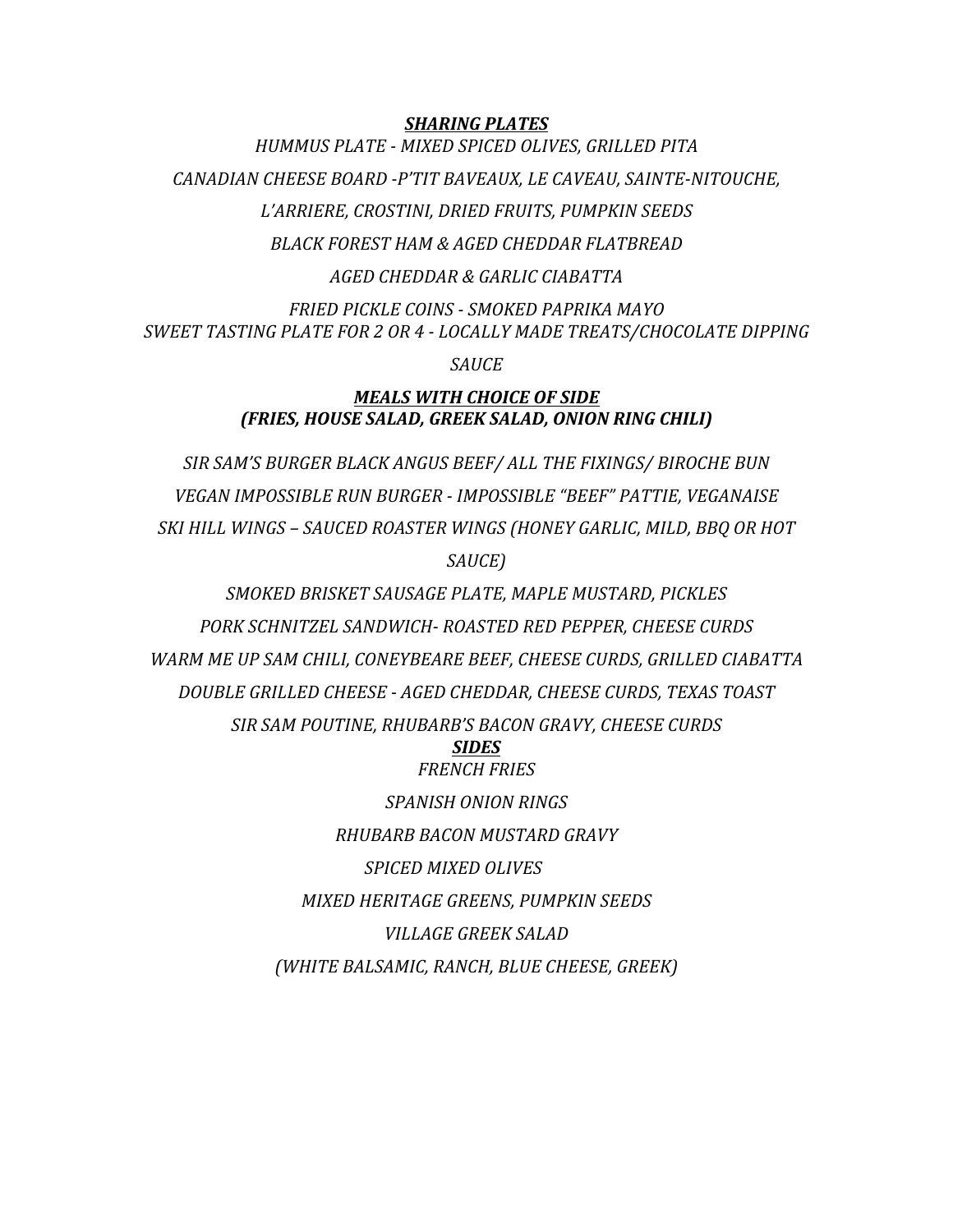## ***SHARING PLATES***

*HUMMUS PLATE - MIXED SPICED OLIVES, GRILLED PITA*

*CANADIAN CHEESE BOARD -P'TIT BAVEAUX, LE CAVEAU, SAINTE-NITOUCHE, L'ARRIERE, CROSTINI, DRIED FRUITS, PUMPKIN SEEDS*

*BLACK FOREST HAM & AGED CHEDDAR FLATBREAD*

*AGED CHEDDAR & GARLIC CIABATTA*

*FRIED PICKLE COINS - SMOKED PAPRIKA MAYO*

*SWEET TASTING PLATE FOR 2 OR 4 - LOCALLY MADE TREATS/CHOCOLATE DIPPING SAUCE*

## ***MEALS WITH CHOICE OF SIDE***
***(FRIES, HOUSE SALAD, GREEK SALAD, ONION RING CHILI)***

*SIR SAM'S BURGER BLACK ANGUS BEEF/ ALL THE FIXINGS/ BIROCHE BUN*

*VEGAN IMPOSSIBLE RUN BURGER - IMPOSSIBLE "BEEF" PATTIE, VEGANAISE*

*SKI HILL WINGS – SAUCED ROASTER WINGS (HONEY GARLIC, MILD, BBQ OR HOT SAUCE)*

*SMOKED BRISKET SAUSAGE PLATE, MAPLE MUSTARD, PICKLES*

*PORK SCHNITZEL SANDWICH- ROASTED RED PEPPER, CHEESE CURDS*

*WARM ME UP SAM CHILI, CONEYBEARE BEEF, CHEESE CURDS, GRILLED CIABATTA*

*DOUBLE GRILLED CHEESE - AGED CHEDDAR, CHEESE CURDS, TEXAS TOAST*

*SIR SAM POUTINE, RHUBARB'S BACON GRAVY, CHEESE CURDS*

## ***SIDES***

*FRENCH FRIES*

*SPANISH ONION RINGS*

*RHUBARB BACON MUSTARD GRAVY*

*SPICED MIXED OLIVES*

*MIXED HERITAGE GREENS, PUMPKIN SEEDS*

*VILLAGE GREEK SALAD*

*(WHITE BALSAMIC, RANCH, BLUE CHEESE, GREEK)*